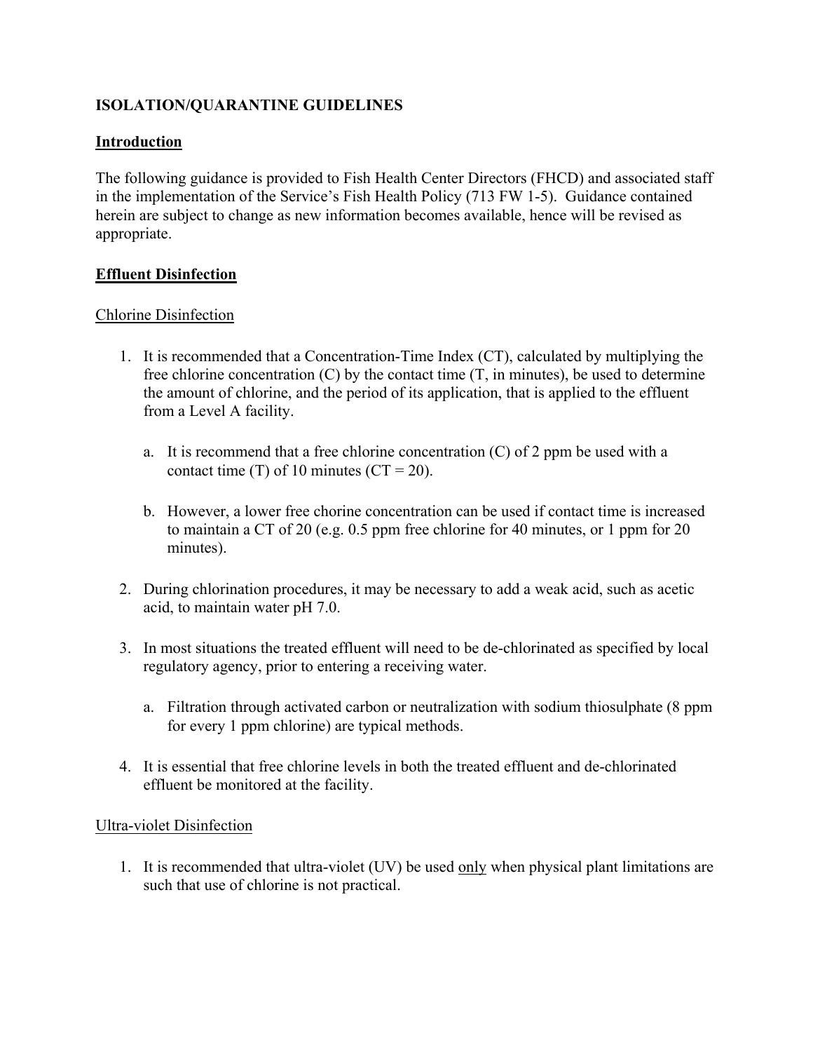# ISOLATION/QUARANTINE GUIDELINES

## Introduction

The following guidance is provided to Fish Health Center Directors (FHCD) and associated staff in the implementation of the Service's Fish Health Policy (713 FW 1-5). Guidance contained herein are subject to change as new information becomes available, hence will be revised as appropriate.

## Effluent Disinfection

### Chlorine Disinfection

1. It is recommended that a Concentration-Time Index (CT), calculated by multiplying the free chlorine concentration (C) by the contact time (T, in minutes), be used to determine the amount of chlorine, and the period of its application, that is applied to the effluent from a Level A facility.

   a. It is recommend that a free chlorine concentration (C) of 2 ppm be used with a contact time (T) of 10 minutes (CT = 20).

   b. However, a lower free chorine concentration can be used if contact time is increased to maintain a CT of 20 (e.g. 0.5 ppm free chlorine for 40 minutes, or 1 ppm for 20 minutes).

2. During chlorination procedures, it may be necessary to add a weak acid, such as acetic acid, to maintain water pH 7.0.

3. In most situations the treated effluent will need to be de-chlorinated as specified by local regulatory agency, prior to entering a receiving water.

   a. Filtration through activated carbon or neutralization with sodium thiosulphate (8 ppm for every 1 ppm chlorine) are typical methods.

4. It is essential that free chlorine levels in both the treated effluent and de-chlorinated effluent be monitored at the facility.

### Ultra-violet Disinfection

1. It is recommended that ultra-violet (UV) be used only when physical plant limitations are such that use of chlorine is not practical.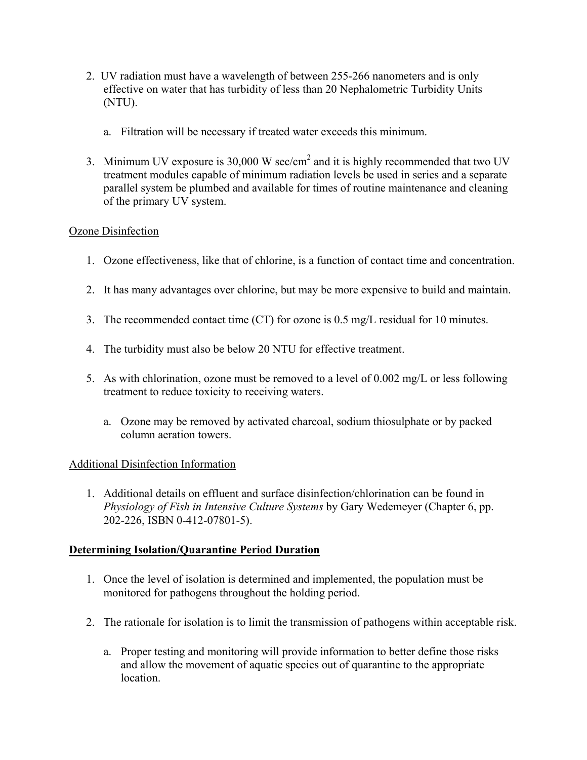2. UV radiation must have a wavelength of between 255-266 nanometers and is only effective on water that has turbidity of less than 20 Nephalometric Turbidity Units (NTU).

    a. Filtration will be necessary if treated water exceeds this minimum.

3. Minimum UV exposure is 30,000 W sec/cm$^2$ and it is highly recommended that two UV treatment modules capable of minimum radiation levels be used in series and a separate parallel system be plumbed and available for times of routine maintenance and cleaning of the primary UV system.

<u>Ozone Disinfection</u>

1. Ozone effectiveness, like that of chlorine, is a function of contact time and concentration.

2. It has many advantages over chlorine, but may be more expensive to build and maintain.

3. The recommended contact time (CT) for ozone is 0.5 mg/L residual for 10 minutes.

4. The turbidity must also be below 20 NTU for effective treatment.

5. As with chlorination, ozone must be removed to a level of 0.002 mg/L or less following treatment to reduce toxicity to receiving waters.

    a. Ozone may be removed by activated charcoal, sodium thiosulphate or by packed column aeration towers.

<u>Additional Disinfection Information</u>

1. Additional details on effluent and surface disinfection/chlorination can be found in *Physiology of Fish in Intensive Culture Systems* by Gary Wedemeyer (Chapter 6, pp. 202-226, ISBN 0-412-07801-5).

## Determining Isolation/Quarantine Period Duration

1. Once the level of isolation is determined and implemented, the population must be monitored for pathogens throughout the holding period.

2. The rationale for isolation is to limit the transmission of pathogens within acceptable risk.

    a. Proper testing and monitoring will provide information to better define those risks and allow the movement of aquatic species out of quarantine to the appropriate location.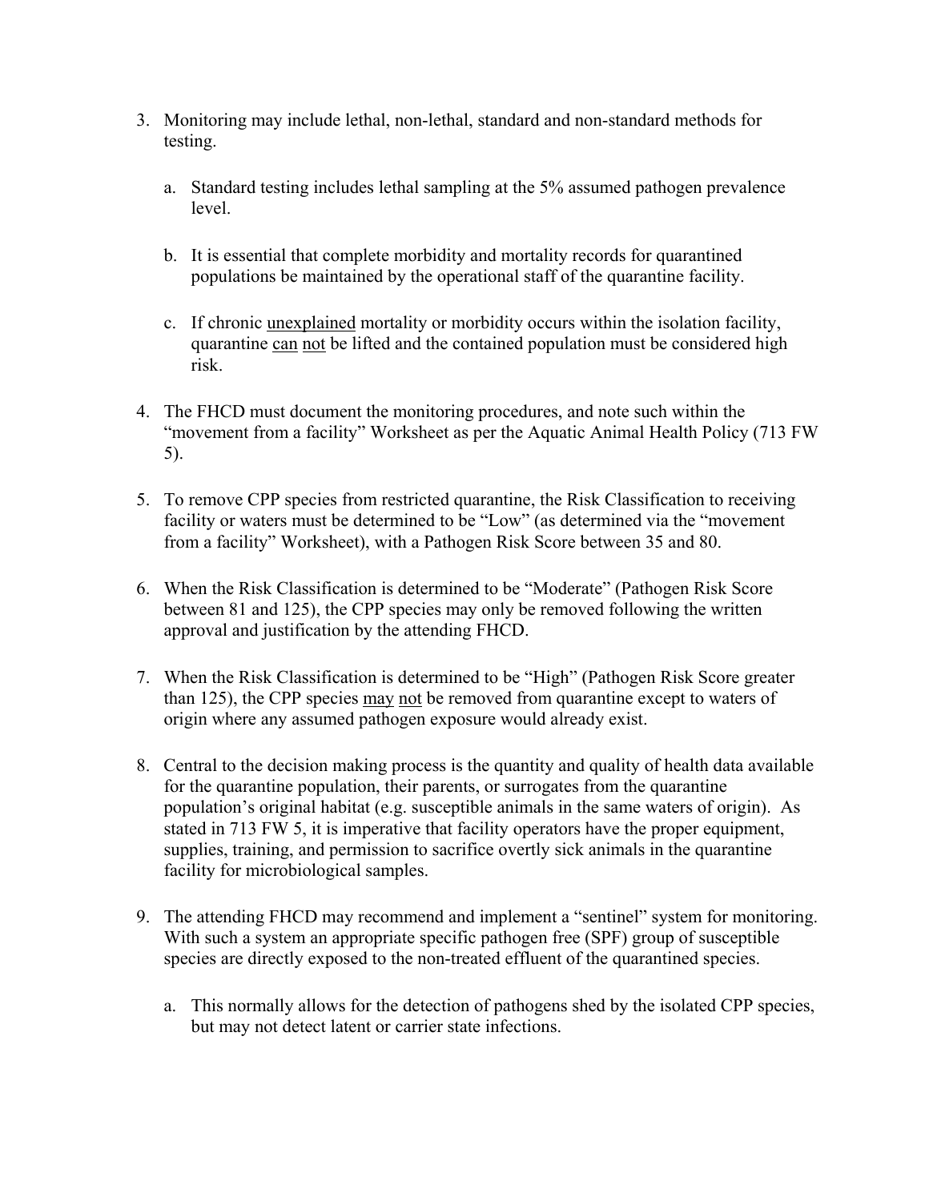3. Monitoring may include lethal, non-lethal, standard and non-standard methods for testing.

    a. Standard testing includes lethal sampling at the 5% assumed pathogen prevalence level.

    b. It is essential that complete morbidity and mortality records for quarantined populations be maintained by the operational staff of the quarantine facility.

    c. If chronic <u>unexplained</u> mortality or morbidity occurs within the isolation facility, quarantine <u>can</u> <u>not</u> be lifted and the contained population must be considered high risk.

4. The FHCD must document the monitoring procedures, and note such within the "movement from a facility" Worksheet as per the Aquatic Animal Health Policy (713 FW 5).

5. To remove CPP species from restricted quarantine, the Risk Classification to receiving facility or waters must be determined to be "Low" (as determined via the "movement from a facility" Worksheet), with a Pathogen Risk Score between 35 and 80.

6. When the Risk Classification is determined to be "Moderate" (Pathogen Risk Score between 81 and 125), the CPP species may only be removed following the written approval and justification by the attending FHCD.

7. When the Risk Classification is determined to be "High" (Pathogen Risk Score greater than 125), the CPP species <u>may</u> <u>not</u> be removed from quarantine except to waters of origin where any assumed pathogen exposure would already exist.

8. Central to the decision making process is the quantity and quality of health data available for the quarantine population, their parents, or surrogates from the quarantine population's original habitat (e.g. susceptible animals in the same waters of origin). As stated in 713 FW 5, it is imperative that facility operators have the proper equipment, supplies, training, and permission to sacrifice overtly sick animals in the quarantine facility for microbiological samples.

9. The attending FHCD may recommend and implement a "sentinel" system for monitoring. With such a system an appropriate specific pathogen free (SPF) group of susceptible species are directly exposed to the non-treated effluent of the quarantined species.

    a. This normally allows for the detection of pathogens shed by the isolated CPP species, but may not detect latent or carrier state infections.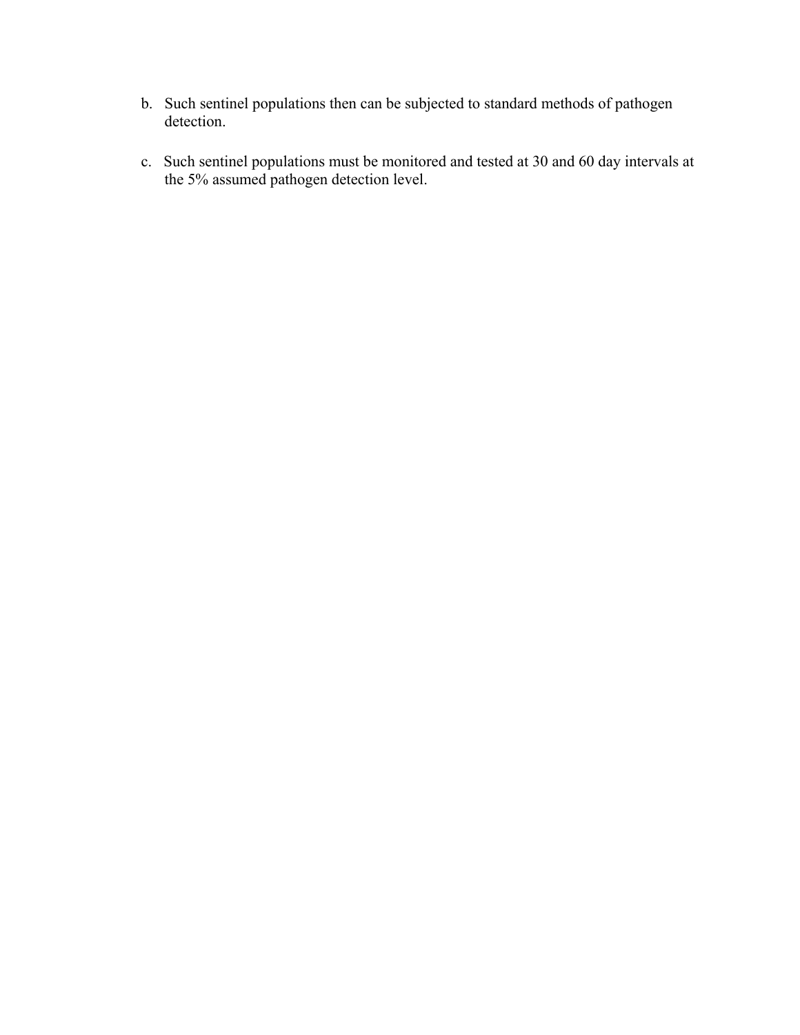b. Such sentinel populations then can be subjected to standard methods of pathogen detection.

c. Such sentinel populations must be monitored and tested at 30 and 60 day intervals at the 5% assumed pathogen detection level.